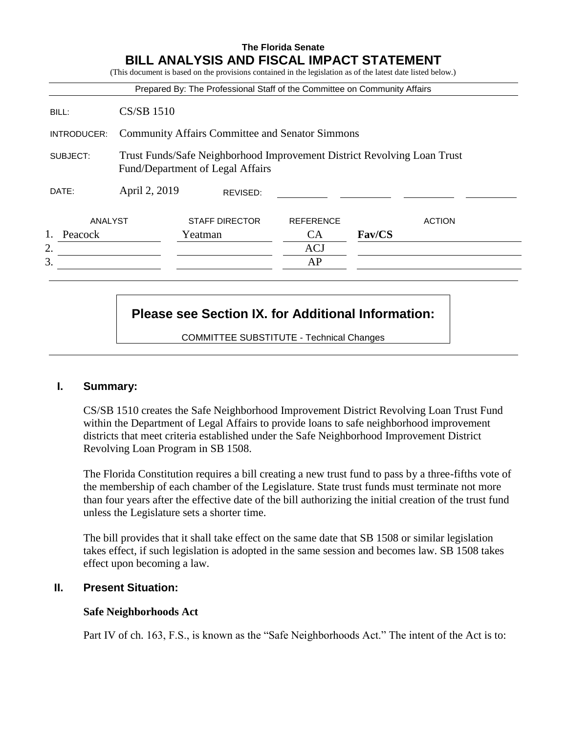**The Florida Senate**

# BILL ANALYSIS AND FISCAL IMPACT STATEMENT

(This document is based on the provisions contained in the legislation as of the latest date listed below.)

Prepared By: The Professional Staff of the Committee on Community Affairs

| | |
|---|---|
| BILL: | CS/SB 1510 |
| INTRODUCER: | Community Affairs Committee and Senator Simmons |
| SUBJECT: | Trust Funds/Safe Neighborhood Improvement District Revolving Loan Trust Fund/Department of Legal Affairs |
| DATE: | April 2, 2019 REVISED: |

| | ANALYST | STAFF DIRECTOR | REFERENCE | ACTION |
|---|---|---|---|---|
| 1. | Peacock | Yeatman | CA | **Fav/CS** |
| 2. | | | ACJ | |
| 3. | | | AP | |

**Please see Section IX. for Additional Information:**

COMMITTEE SUBSTITUTE - Technical Changes

## I. Summary:

CS/SB 1510 creates the Safe Neighborhood Improvement District Revolving Loan Trust Fund within the Department of Legal Affairs to provide loans to safe neighborhood improvement districts that meet criteria established under the Safe Neighborhood Improvement District Revolving Loan Program in SB 1508.

The Florida Constitution requires a bill creating a new trust fund to pass by a three-fifths vote of the membership of each chamber of the Legislature. State trust funds must terminate not more than four years after the effective date of the bill authorizing the initial creation of the trust fund unless the Legislature sets a shorter time.

The bill provides that it shall take effect on the same date that SB 1508 or similar legislation takes effect, if such legislation is adopted in the same session and becomes law. SB 1508 takes effect upon becoming a law.

## II. Present Situation:

### Safe Neighborhoods Act

Part IV of ch. 163, F.S., is known as the "Safe Neighborhoods Act." The intent of the Act is to: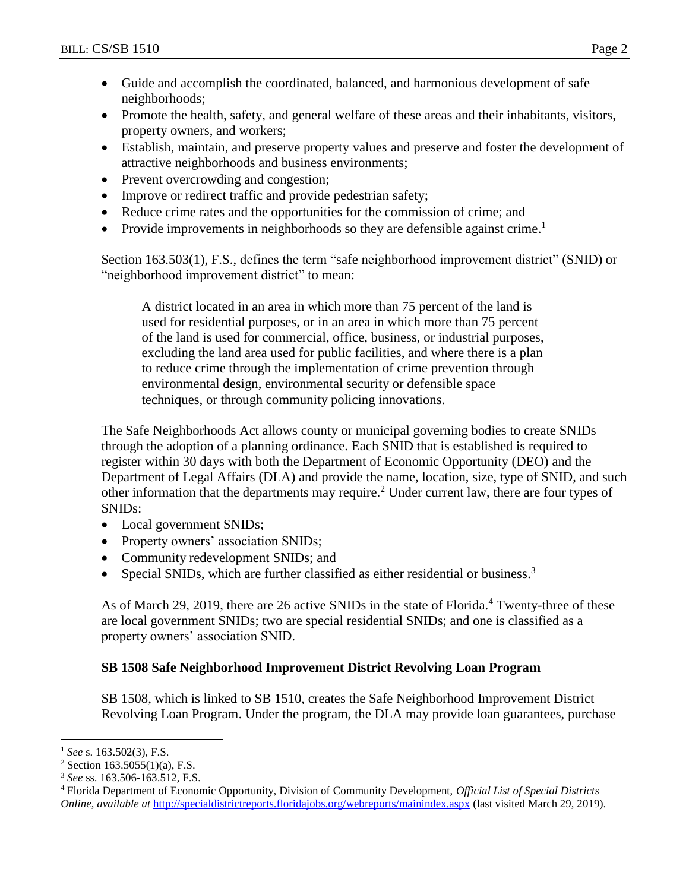- Guide and accomplish the coordinated, balanced, and harmonious development of safe neighborhoods;
- Promote the health, safety, and general welfare of these areas and their inhabitants, visitors, property owners, and workers;
- Establish, maintain, and preserve property values and preserve and foster the development of attractive neighborhoods and business environments;
- Prevent overcrowding and congestion;
- Improve or redirect traffic and provide pedestrian safety;
- Reduce crime rates and the opportunities for the commission of crime; and
- Provide improvements in neighborhoods so they are defensible against crime.[1]

Section 163.503(1), F.S., defines the term "safe neighborhood improvement district" (SNID) or "neighborhood improvement district" to mean:

> A district located in an area in which more than 75 percent of the land is used for residential purposes, or in an area in which more than 75 percent of the land is used for commercial, office, business, or industrial purposes, excluding the land area used for public facilities, and where there is a plan to reduce crime through the implementation of crime prevention through environmental design, environmental security or defensible space techniques, or through community policing innovations.

The Safe Neighborhoods Act allows county or municipal governing bodies to create SNIDs through the adoption of a planning ordinance. Each SNID that is established is required to register within 30 days with both the Department of Economic Opportunity (DEO) and the Department of Legal Affairs (DLA) and provide the name, location, size, type of SNID, and such other information that the departments may require.[2] Under current law, there are four types of SNIDs:

- Local government SNIDs;
- Property owners' association SNIDs;
- Community redevelopment SNIDs; and
- Special SNIDs, which are further classified as either residential or business.[3]

As of March 29, 2019, there are 26 active SNIDs in the state of Florida.[4] Twenty-three of these are local government SNIDs; two are special residential SNIDs; and one is classified as a property owners' association SNID.

**SB 1508 Safe Neighborhood Improvement District Revolving Loan Program**

SB 1508, which is linked to SB 1510, creates the Safe Neighborhood Improvement District Revolving Loan Program. Under the program, the DLA may provide loan guarantees, purchase

---

[1] *See* s. 163.502(3), F.S.

[2] Section 163.5055(1)(a), F.S.

[3] *See* ss. 163.506-163.512, F.S.

[4] Florida Department of Economic Opportunity, Division of Community Development, *Official List of Special Districts Online*, *available at* http://specialdistrictreports.floridajobs.org/webreports/mainindex.aspx (last visited March 29, 2019).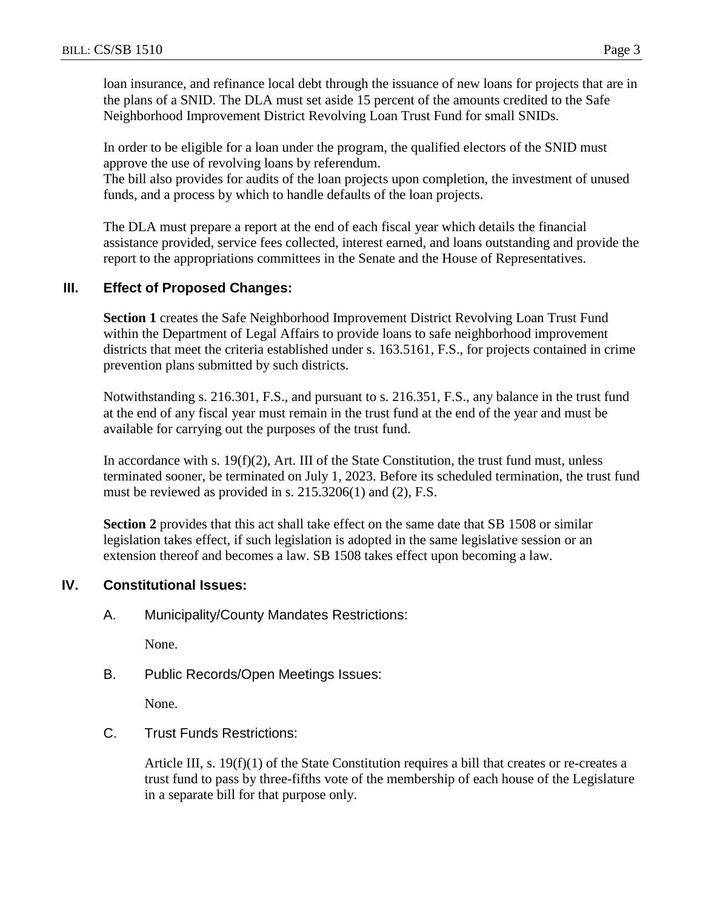loan insurance, and refinance local debt through the issuance of new loans for projects that are in the plans of a SNID. The DLA must set aside 15 percent of the amounts credited to the Safe Neighborhood Improvement District Revolving Loan Trust Fund for small SNIDs.

In order to be eligible for a loan under the program, the qualified electors of the SNID must approve the use of revolving loans by referendum.
The bill also provides for audits of the loan projects upon completion, the investment of unused funds, and a process by which to handle defaults of the loan projects.

The DLA must prepare a report at the end of each fiscal year which details the financial assistance provided, service fees collected, interest earned, and loans outstanding and provide the report to the appropriations committees in the Senate and the House of Representatives.

## III. Effect of Proposed Changes:

**Section 1** creates the Safe Neighborhood Improvement District Revolving Loan Trust Fund within the Department of Legal Affairs to provide loans to safe neighborhood improvement districts that meet the criteria established under s. 163.5161, F.S., for projects contained in crime prevention plans submitted by such districts.

Notwithstanding s. 216.301, F.S., and pursuant to s. 216.351, F.S., any balance in the trust fund at the end of any fiscal year must remain in the trust fund at the end of the year and must be available for carrying out the purposes of the trust fund.

In accordance with s. 19(f)(2), Art. III of the State Constitution, the trust fund must, unless terminated sooner, be terminated on July 1, 2023. Before its scheduled termination, the trust fund must be reviewed as provided in s. 215.3206(1) and (2), F.S.

**Section 2** provides that this act shall take effect on the same date that SB 1508 or similar legislation takes effect, if such legislation is adopted in the same legislative session or an extension thereof and becomes a law. SB 1508 takes effect upon becoming a law.

## IV. Constitutional Issues:

### A. Municipality/County Mandates Restrictions:

None.

### B. Public Records/Open Meetings Issues:

None.

### C. Trust Funds Restrictions:

Article III, s. 19(f)(1) of the State Constitution requires a bill that creates or re-creates a trust fund to pass by three-fifths vote of the membership of each house of the Legislature in a separate bill for that purpose only.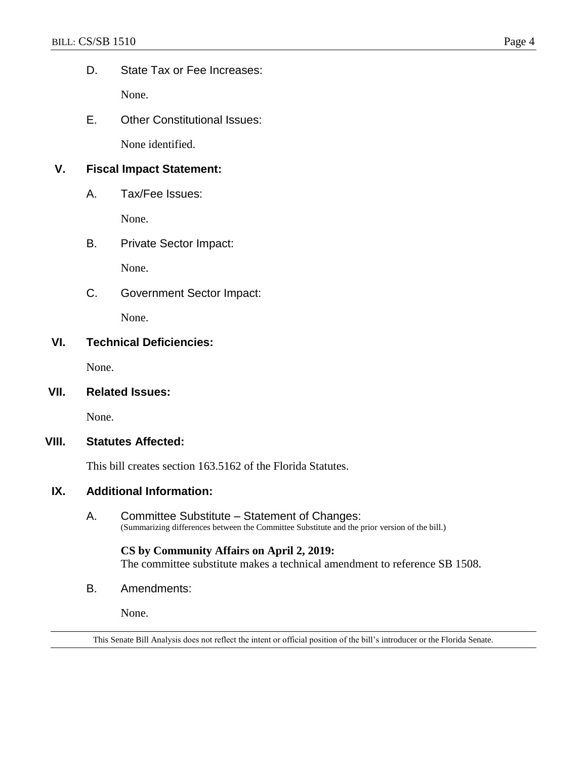D. State Tax or Fee Increases:

None.

E. Other Constitutional Issues:

None identified.

## V. Fiscal Impact Statement:

A. Tax/Fee Issues:

None.

B. Private Sector Impact:

None.

C. Government Sector Impact:

None.

## VI. Technical Deficiencies:

None.

## VII. Related Issues:

None.

## VIII. Statutes Affected:

This bill creates section 163.5162 of the Florida Statutes.

## IX. Additional Information:

A. Committee Substitute – Statement of Changes:
(Summarizing differences between the Committee Substitute and the prior version of the bill.)

**CS by Community Affairs on April 2, 2019:**
The committee substitute makes a technical amendment to reference SB 1508.

B. Amendments:

None.

This Senate Bill Analysis does not reflect the intent or official position of the bill's introducer or the Florida Senate.